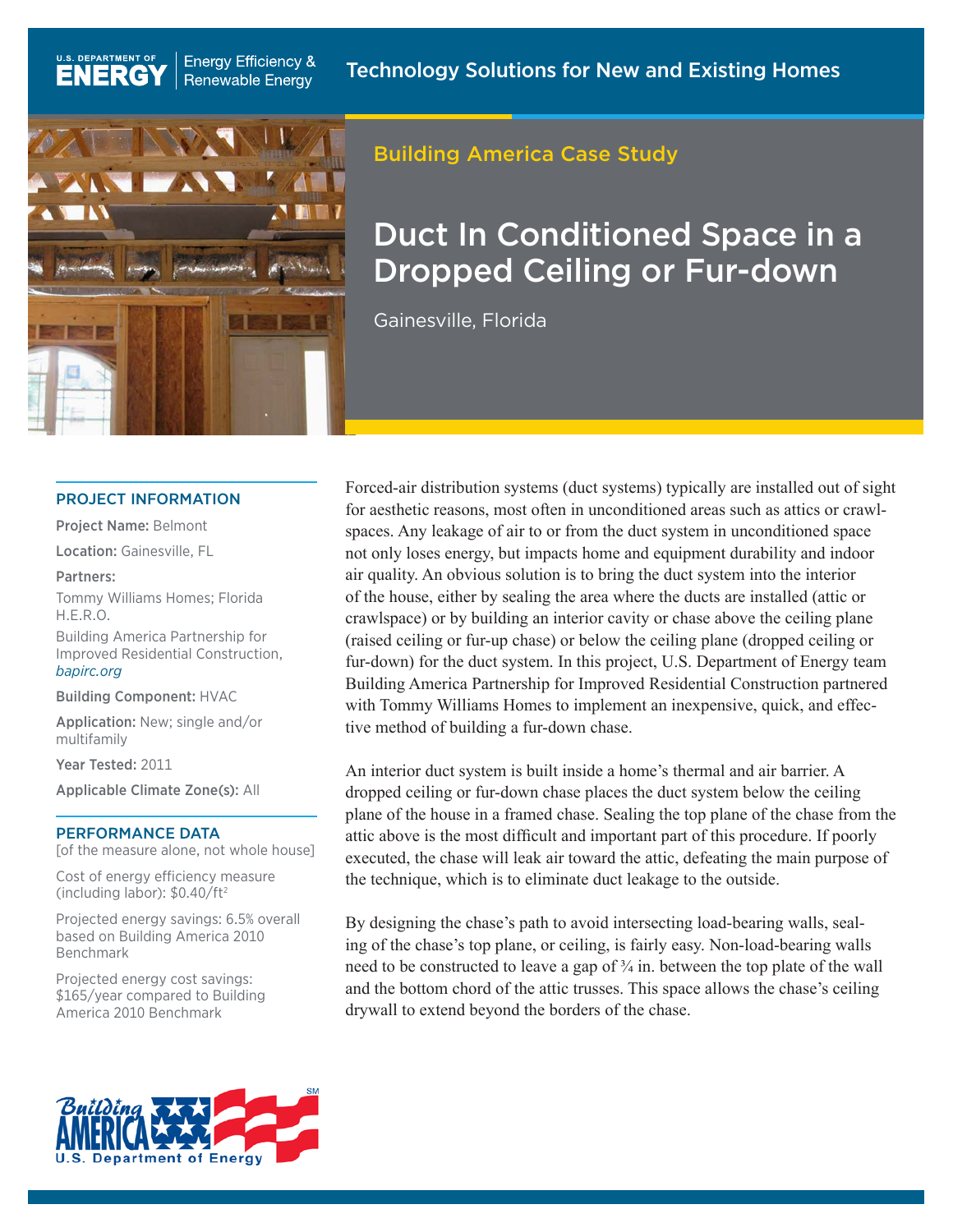U.S. DEPARTMENT OF ENERGY | Energy Efficiency & Renewable Energy

Technology Solutions for New and Existing Homes

Building America Case Study

# Duct In Conditioned Space in a Dropped Ceiling or Fur-down

Gainesville, Florida

## PROJECT INFORMATION

**Project Name:** Belmont

**Location:** Gainesville, FL

**Partners:**

Tommy Williams Homes; Florida H.E.R.O.

Building America Partnership for Improved Residential Construction, *bapirc.org*

**Building Component:** HVAC

**Application:** New; single and/or multifamily

**Year Tested:** 2011

**Applicable Climate Zone(s):** All

## PERFORMANCE DATA

[of the measure alone, not whole house]

Cost of energy efficiency measure (including labor): $0.40/ft$^2$

Projected energy savings: 6.5% overall based on Building America 2010 Benchmark

Projected energy cost savings: $165/year compared to Building America 2010 Benchmark

Forced-air distribution systems (duct systems) typically are installed out of sight for aesthetic reasons, most often in unconditioned areas such as attics or crawlspaces. Any leakage of air to or from the duct system in unconditioned space not only loses energy, but impacts home and equipment durability and indoor air quality. An obvious solution is to bring the duct system into the interior of the house, either by sealing the area where the ducts are installed (attic or crawlspace) or by building an interior cavity or chase above the ceiling plane (raised ceiling or fur-up chase) or below the ceiling plane (dropped ceiling or fur-down) for the duct system. In this project, U.S. Department of Energy team Building America Partnership for Improved Residential Construction partnered with Tommy Williams Homes to implement an inexpensive, quick, and effective method of building a fur-down chase.

An interior duct system is built inside a home's thermal and air barrier. A dropped ceiling or fur-down chase places the duct system below the ceiling plane of the house in a framed chase. Sealing the top plane of the chase from the attic above is the most difficult and important part of this procedure. If poorly executed, the chase will leak air toward the attic, defeating the main purpose of the technique, which is to eliminate duct leakage to the outside.

By designing the chase's path to avoid intersecting load-bearing walls, sealing of the chase's top plane, or ceiling, is fairly easy. Non-load-bearing walls need to be constructed to leave a gap of ¾ in. between the top plate of the wall and the bottom chord of the attic trusses. This space allows the chase's ceiling drywall to extend beyond the borders of the chase.

Building America — U.S. Department of Energy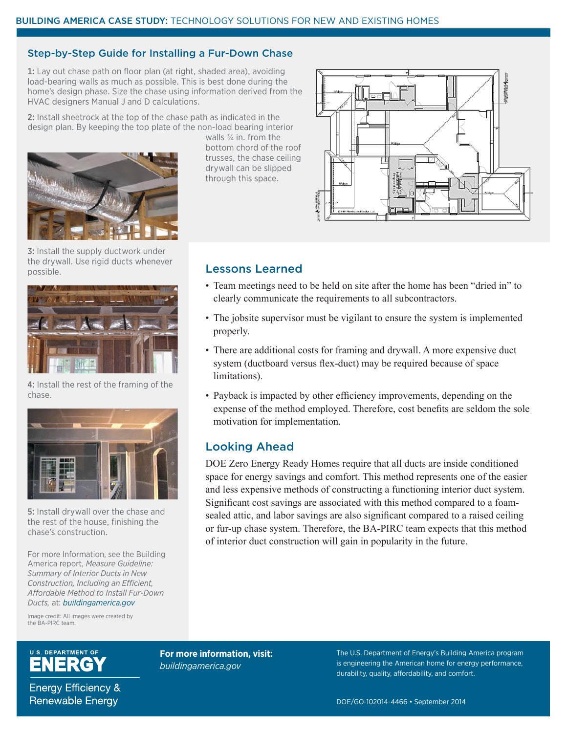## Step-by-Step Guide for Installing a Fur-Down Chase

**1:** Lay out chase path on floor plan (at right, shaded area), avoiding load-bearing walls as much as possible. This is best done during the home's design phase. Size the chase using information derived from the HVAC designers Manual J and D calculations.

**2:** Install sheetrock at the top of the chase path as indicated in the design plan. By keeping the top plate of the non-load bearing interior walls ¾ in. from the bottom chord of the roof trusses, the chase ceiling drywall can be slipped through this space.

**3:** Install the supply ductwork under the drywall. Use rigid ducts whenever possible.

**4:** Install the rest of the framing of the chase.

**5:** Install drywall over the chase and the rest of the house, finishing the chase's construction.

For more Information, see the Building America report, *Measure Guideline: Summary of Interior Ducts in New Construction, Including an Efficient, Affordable Method to Install Fur-Down Ducts,* at: *buildingamerica.gov*

Image credit: All images were created by the BA-PIRC team.

## Lessons Learned

- Team meetings need to be held on site after the home has been "dried in" to clearly communicate the requirements to all subcontractors.
- The jobsite supervisor must be vigilant to ensure the system is implemented properly.
- There are additional costs for framing and drywall. A more expensive duct system (ductboard versus flex-duct) may be required because of space limitations).
- Payback is impacted by other efficiency improvements, depending on the expense of the method employed. Therefore, cost benefits are seldom the sole motivation for implementation.

## Looking Ahead

DOE Zero Energy Ready Homes require that all ducts are inside conditioned space for energy savings and comfort. This method represents one of the easier and less expensive methods of constructing a functioning interior duct system. Significant cost savings are associated with this method compared to a foam-sealed attic, and labor savings are also significant compared to a raised ceiling or fur-up chase system. Therefore, the BA-PIRC team expects that this method of interior duct construction will gain in popularity in the future.

U.S. DEPARTMENT OF ENERGY

Energy Efficiency & Renewable Energy

**For more information, visit:** *buildingamerica.gov*

The U.S. Department of Energy's Building America program is engineering the American home for energy performance, durability, quality, affordability, and comfort.

DOE/GO-102014-4466 • September 2014